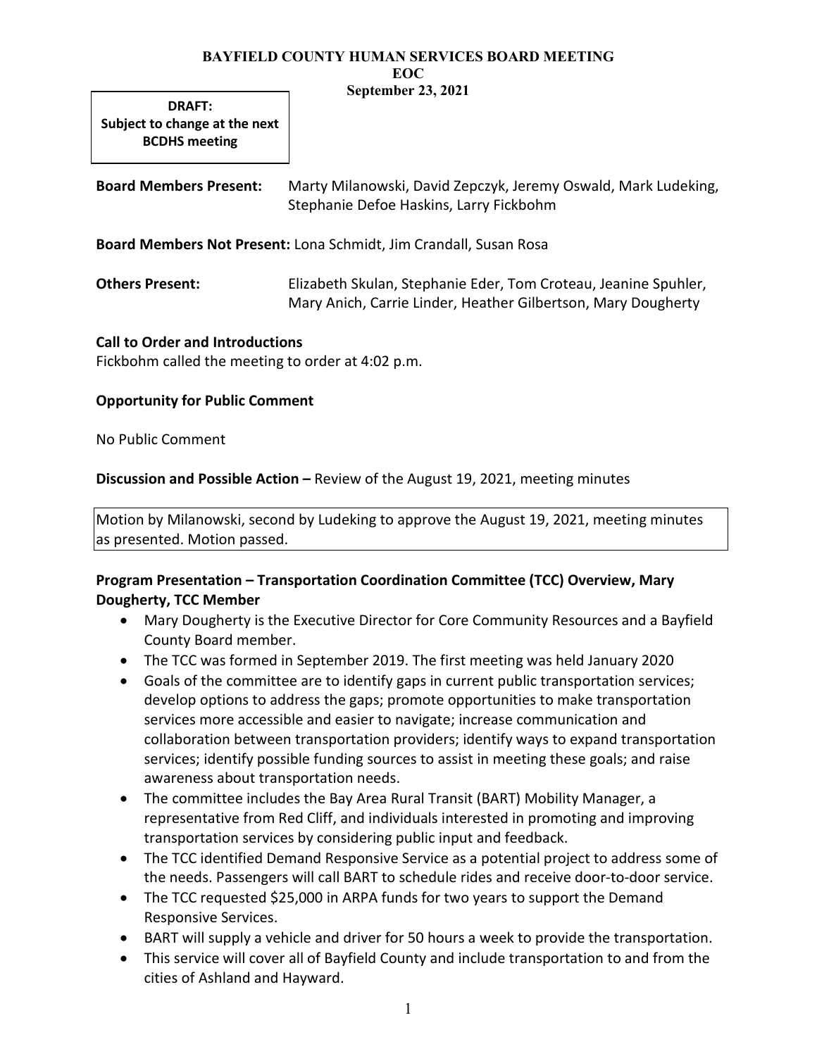# BAYFIELD COUNTY HUMAN SERVICES BOARD MEETING
## EOC
## September 23, 2021

**DRAFT: Subject to change at the next BCDHS meeting**

**Board Members Present:** Marty Milanowski, David Zepczyk, Jeremy Oswald, Mark Ludeking, Stephanie Defoe Haskins, Larry Fickbohm

**Board Members Not Present:** Lona Schmidt, Jim Crandall, Susan Rosa

**Others Present:** Elizabeth Skulan, Stephanie Eder, Tom Croteau, Jeanine Spuhler, Mary Anich, Carrie Linder, Heather Gilbertson, Mary Dougherty

**Call to Order and Introductions**

Fickbohm called the meeting to order at 4:02 p.m.

**Opportunity for Public Comment**

No Public Comment

**Discussion and Possible Action –** Review of the August 19, 2021, meeting minutes

Motion by Milanowski, second by Ludeking to approve the August 19, 2021, meeting minutes as presented. Motion passed.

**Program Presentation – Transportation Coordination Committee (TCC) Overview, Mary Dougherty, TCC Member**

- Mary Dougherty is the Executive Director for Core Community Resources and a Bayfield County Board member.
- The TCC was formed in September 2019. The first meeting was held January 2020
- Goals of the committee are to identify gaps in current public transportation services; develop options to address the gaps; promote opportunities to make transportation services more accessible and easier to navigate; increase communication and collaboration between transportation providers; identify ways to expand transportation services; identify possible funding sources to assist in meeting these goals; and raise awareness about transportation needs.
- The committee includes the Bay Area Rural Transit (BART) Mobility Manager, a representative from Red Cliff, and individuals interested in promoting and improving transportation services by considering public input and feedback.
- The TCC identified Demand Responsive Service as a potential project to address some of the needs. Passengers will call BART to schedule rides and receive door-to-door service.
- The TCC requested $25,000 in ARPA funds for two years to support the Demand Responsive Services.
- BART will supply a vehicle and driver for 50 hours a week to provide the transportation.
- This service will cover all of Bayfield County and include transportation to and from the cities of Ashland and Hayward.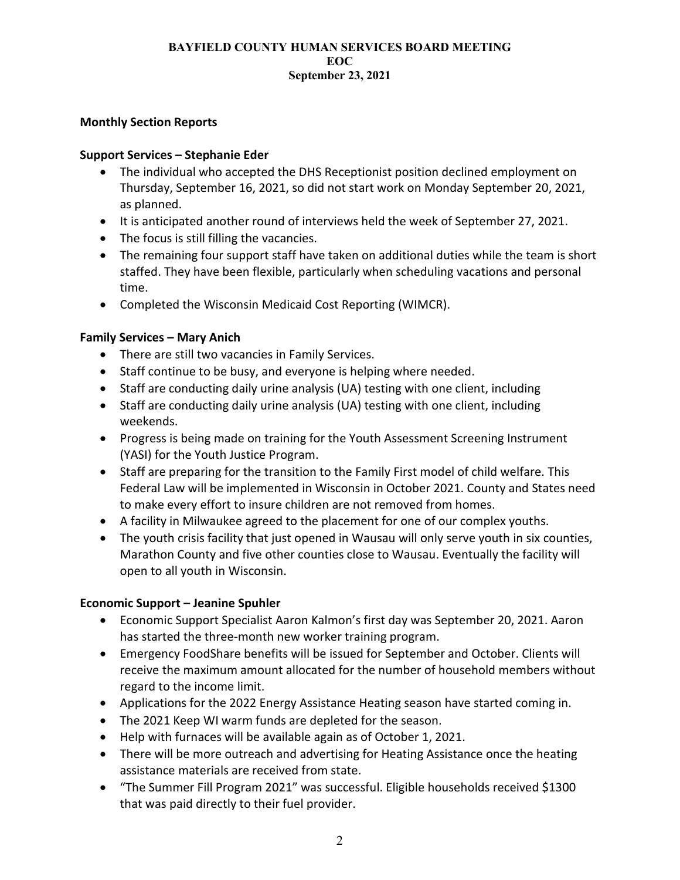BAYFIELD COUNTY HUMAN SERVICES BOARD MEETING
EOC
September 23, 2021

**Monthly Section Reports**

**Support Services – Stephanie Eder**

- The individual who accepted the DHS Receptionist position declined employment on Thursday, September 16, 2021, so did not start work on Monday September 20, 2021, as planned.
- It is anticipated another round of interviews held the week of September 27, 2021.
- The focus is still filling the vacancies.
- The remaining four support staff have taken on additional duties while the team is short staffed. They have been flexible, particularly when scheduling vacations and personal time.
- Completed the Wisconsin Medicaid Cost Reporting (WIMCR).

**Family Services – Mary Anich**

- There are still two vacancies in Family Services.
- Staff continue to be busy, and everyone is helping where needed.
- Staff are conducting daily urine analysis (UA) testing with one client, including
- Staff are conducting daily urine analysis (UA) testing with one client, including weekends.
- Progress is being made on training for the Youth Assessment Screening Instrument (YASI) for the Youth Justice Program.
- Staff are preparing for the transition to the Family First model of child welfare. This Federal Law will be implemented in Wisconsin in October 2021. County and States need to make every effort to insure children are not removed from homes.
- A facility in Milwaukee agreed to the placement for one of our complex youths.
- The youth crisis facility that just opened in Wausau will only serve youth in six counties, Marathon County and five other counties close to Wausau. Eventually the facility will open to all youth in Wisconsin.

**Economic Support – Jeanine Spuhler**

- Economic Support Specialist Aaron Kalmon's first day was September 20, 2021. Aaron has started the three-month new worker training program.
- Emergency FoodShare benefits will be issued for September and October. Clients will receive the maximum amount allocated for the number of household members without regard to the income limit.
- Applications for the 2022 Energy Assistance Heating season have started coming in.
- The 2021 Keep WI warm funds are depleted for the season.
- Help with furnaces will be available again as of October 1, 2021.
- There will be more outreach and advertising for Heating Assistance once the heating assistance materials are received from state.
- "The Summer Fill Program 2021" was successful. Eligible households received $1300 that was paid directly to their fuel provider.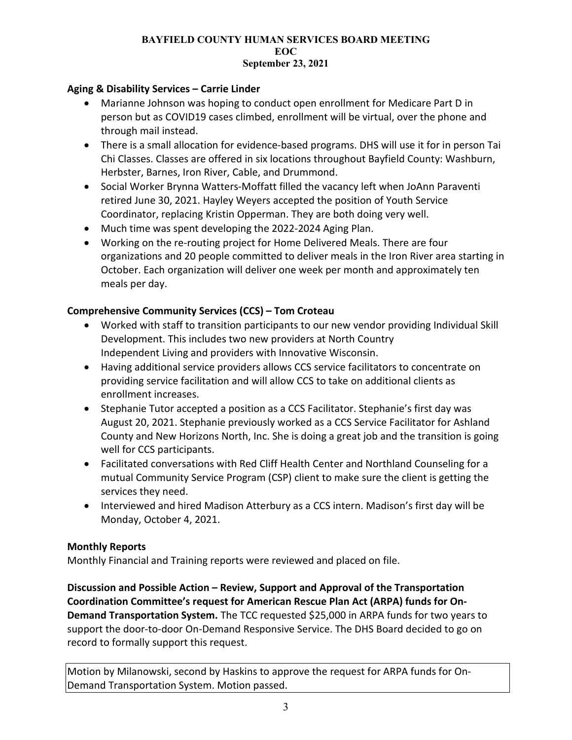**Aging & Disability Services – Carrie Linder**

- Marianne Johnson was hoping to conduct open enrollment for Medicare Part D in person but as COVID19 cases climbed, enrollment will be virtual, over the phone and through mail instead.
- There is a small allocation for evidence-based programs. DHS will use it for in person Tai Chi Classes. Classes are offered in six locations throughout Bayfield County: Washburn, Herbster, Barnes, Iron River, Cable, and Drummond.
- Social Worker Brynna Watters-Moffatt filled the vacancy left when JoAnn Paraventi retired June 30, 2021. Hayley Weyers accepted the position of Youth Service Coordinator, replacing Kristin Opperman. They are both doing very well.
- Much time was spent developing the 2022-2024 Aging Plan.
- Working on the re-routing project for Home Delivered Meals. There are four organizations and 20 people committed to deliver meals in the Iron River area starting in October. Each organization will deliver one week per month and approximately ten meals per day.

**Comprehensive Community Services (CCS) – Tom Croteau**

- Worked with staff to transition participants to our new vendor providing Individual Skill Development. This includes two new providers at North Country Independent Living and providers with Innovative Wisconsin.
- Having additional service providers allows CCS service facilitators to concentrate on providing service facilitation and will allow CCS to take on additional clients as enrollment increases.
- Stephanie Tutor accepted a position as a CCS Facilitator. Stephanie's first day was August 20, 2021. Stephanie previously worked as a CCS Service Facilitator for Ashland County and New Horizons North, Inc. She is doing a great job and the transition is going well for CCS participants.
- Facilitated conversations with Red Cliff Health Center and Northland Counseling for a mutual Community Service Program (CSP) client to make sure the client is getting the services they need.
- Interviewed and hired Madison Atterbury as a CCS intern. Madison's first day will be Monday, October 4, 2021.

**Monthly Reports**

Monthly Financial and Training reports were reviewed and placed on file.

**Discussion and Possible Action – Review, Support and Approval of the Transportation Coordination Committee's request for American Rescue Plan Act (ARPA) funds for On-Demand Transportation System.** The TCC requested $25,000 in ARPA funds for two years to support the door-to-door On-Demand Responsive Service. The DHS Board decided to go on record to formally support this request.

Motion by Milanowski, second by Haskins to approve the request for ARPA funds for On-Demand Transportation System. Motion passed.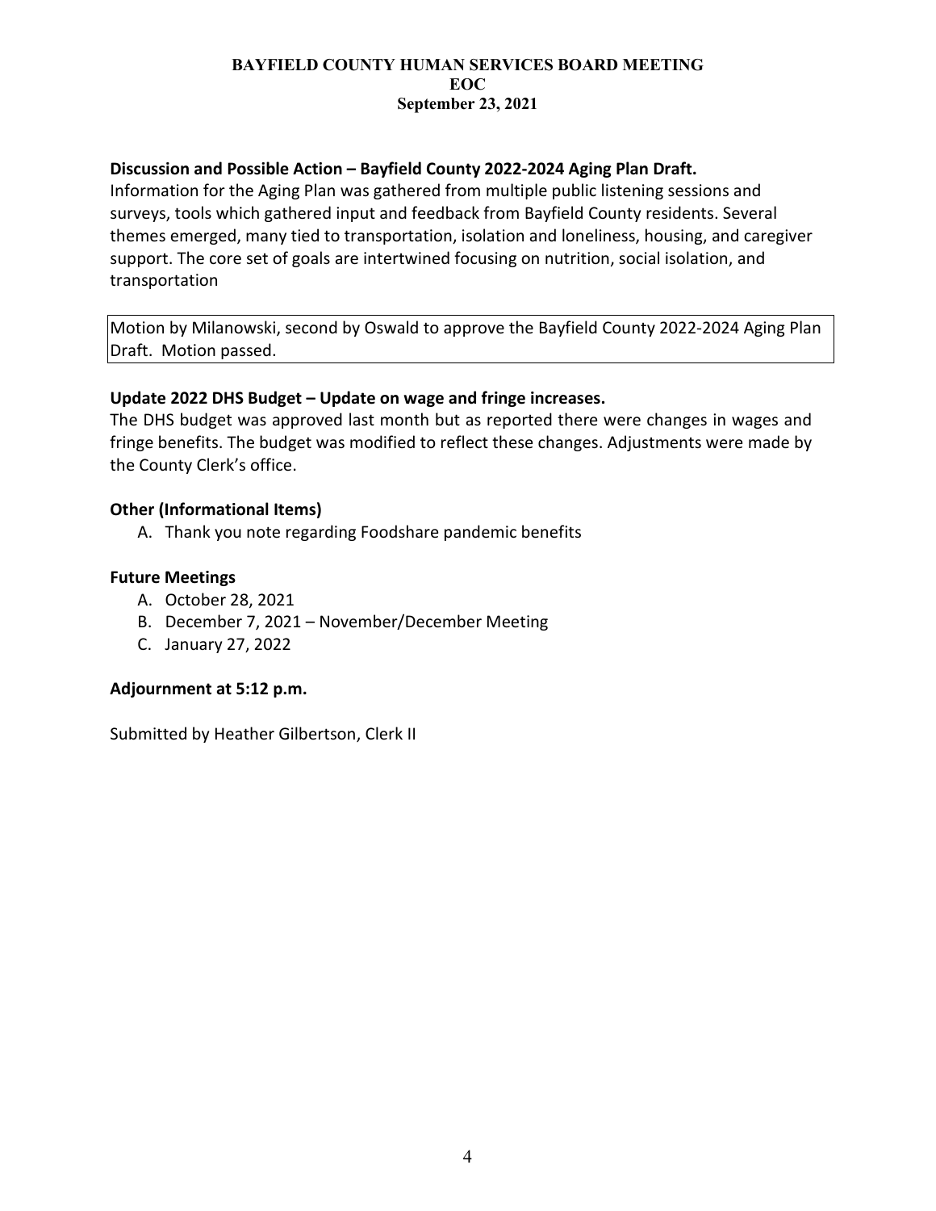**BAYFIELD COUNTY HUMAN SERVICES BOARD MEETING**
**EOC**
**September 23, 2021**

**Discussion and Possible Action – Bayfield County 2022-2024 Aging Plan Draft.**

Information for the Aging Plan was gathered from multiple public listening sessions and surveys, tools which gathered input and feedback from Bayfield County residents. Several themes emerged, many tied to transportation, isolation and loneliness, housing, and caregiver support. The core set of goals are intertwined focusing on nutrition, social isolation, and transportation

Motion by Milanowski, second by Oswald to approve the Bayfield County 2022-2024 Aging Plan Draft. Motion passed.

**Update 2022 DHS Budget – Update on wage and fringe increases.**

The DHS budget was approved last month but as reported there were changes in wages and fringe benefits. The budget was modified to reflect these changes. Adjustments were made by the County Clerk's office.

**Other (Informational Items)**

A. Thank you note regarding Foodshare pandemic benefits

**Future Meetings**

A. October 28, 2021
B. December 7, 2021 – November/December Meeting
C. January 27, 2022

**Adjournment at 5:12 p.m.**

Submitted by Heather Gilbertson, Clerk II